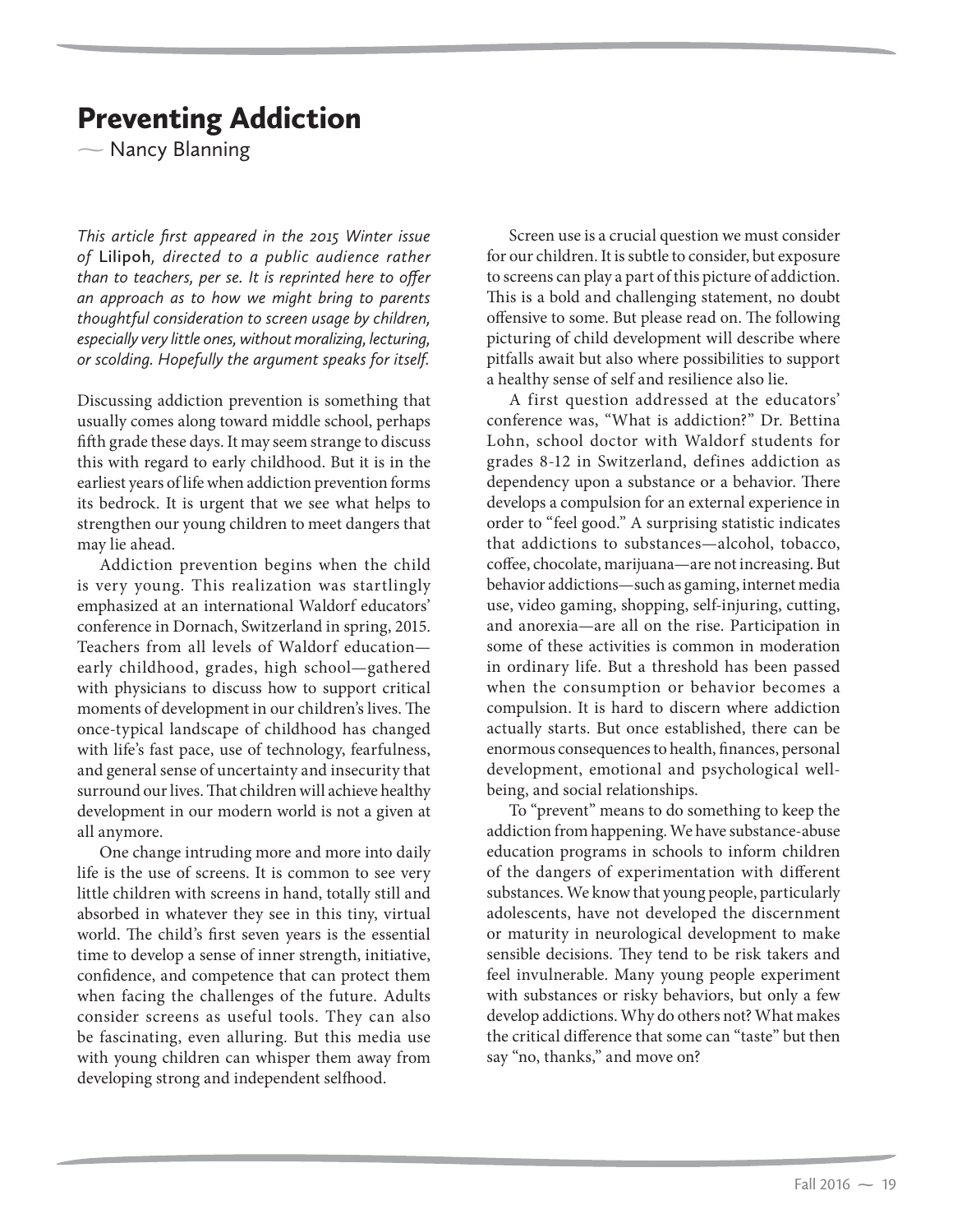# Preventing Addiction

— Nancy Blanning

*This article first appeared in the 2015 Winter issue of* Lilipoh*, directed to a public audience rather than to teachers, per se. It is reprinted here to offer an approach as to how we might bring to parents thoughtful consideration to screen usage by children, especially very little ones, without moralizing, lecturing, or scolding. Hopefully the argument speaks for itself.*

Discussing addiction prevention is something that usually comes along toward middle school, perhaps fifth grade these days. It may seem strange to discuss this with regard to early childhood. But it is in the earliest years of life when addiction prevention forms its bedrock. It is urgent that we see what helps to strengthen our young children to meet dangers that may lie ahead.

Addiction prevention begins when the child is very young. This realization was startlingly emphasized at an international Waldorf educators' conference in Dornach, Switzerland in spring, 2015. Teachers from all levels of Waldorf education—early childhood, grades, high school—gathered with physicians to discuss how to support critical moments of development in our children's lives. The once-typical landscape of childhood has changed with life's fast pace, use of technology, fearfulness, and general sense of uncertainty and insecurity that surround our lives. That children will achieve healthy development in our modern world is not a given at all anymore.

One change intruding more and more into daily life is the use of screens. It is common to see very little children with screens in hand, totally still and absorbed in whatever they see in this tiny, virtual world. The child's first seven years is the essential time to develop a sense of inner strength, initiative, confidence, and competence that can protect them when facing the challenges of the future. Adults consider screens as useful tools. They can also be fascinating, even alluring. But this media use with young children can whisper them away from developing strong and independent selfhood.

Screen use is a crucial question we must consider for our children. It is subtle to consider, but exposure to screens can play a part of this picture of addiction. This is a bold and challenging statement, no doubt offensive to some. But please read on. The following picturing of child development will describe where pitfalls await but also where possibilities to support a healthy sense of self and resilience also lie.

A first question addressed at the educators' conference was, "What is addiction?" Dr. Bettina Lohn, school doctor with Waldorf students for grades 8-12 in Switzerland, defines addiction as dependency upon a substance or a behavior. There develops a compulsion for an external experience in order to "feel good." A surprising statistic indicates that addictions to substances—alcohol, tobacco, coffee, chocolate, marijuana—are not increasing. But behavior addictions—such as gaming, internet media use, video gaming, shopping, self-injuring, cutting, and anorexia—are all on the rise. Participation in some of these activities is common in moderation in ordinary life. But a threshold has been passed when the consumption or behavior becomes a compulsion. It is hard to discern where addiction actually starts. But once established, there can be enormous consequences to health, finances, personal development, emotional and psychological well-being, and social relationships.

To "prevent" means to do something to keep the addiction from happening. We have substance-abuse education programs in schools to inform children of the dangers of experimentation with different substances. We know that young people, particularly adolescents, have not developed the discernment or maturity in neurological development to make sensible decisions. They tend to be risk takers and feel invulnerable. Many young people experiment with substances or risky behaviors, but only a few develop addictions. Why do others not? What makes the critical difference that some can "taste" but then say "no, thanks," and move on?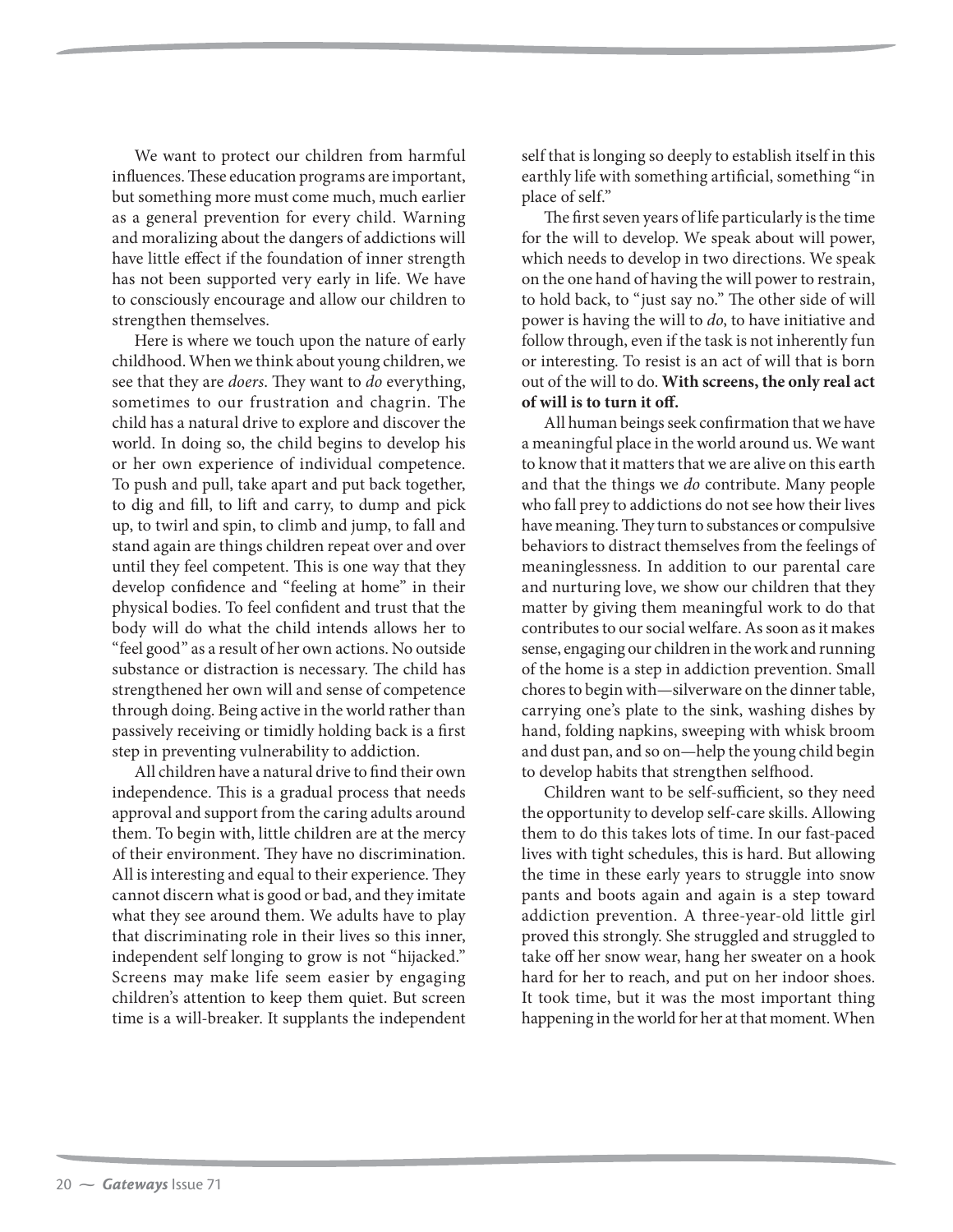We want to protect our children from harmful influences. These education programs are important, but something more must come much, much earlier as a general prevention for every child. Warning and moralizing about the dangers of addictions will have little effect if the foundation of inner strength has not been supported very early in life. We have to consciously encourage and allow our children to strengthen themselves.

Here is where we touch upon the nature of early childhood. When we think about young children, we see that they are *doers*. They want to *do* everything, sometimes to our frustration and chagrin. The child has a natural drive to explore and discover the world. In doing so, the child begins to develop his or her own experience of individual competence. To push and pull, take apart and put back together, to dig and fill, to lift and carry, to dump and pick up, to twirl and spin, to climb and jump, to fall and stand again are things children repeat over and over until they feel competent. This is one way that they develop confidence and "feeling at home" in their physical bodies. To feel confident and trust that the body will do what the child intends allows her to "feel good" as a result of her own actions. No outside substance or distraction is necessary. The child has strengthened her own will and sense of competence through doing. Being active in the world rather than passively receiving or timidly holding back is a first step in preventing vulnerability to addiction.

All children have a natural drive to find their own independence. This is a gradual process that needs approval and support from the caring adults around them. To begin with, little children are at the mercy of their environment. They have no discrimination. All is interesting and equal to their experience. They cannot discern what is good or bad, and they imitate what they see around them. We adults have to play that discriminating role in their lives so this inner, independent self longing to grow is not "hijacked." Screens may make life seem easier by engaging children's attention to keep them quiet. But screen time is a will-breaker. It supplants the independent self that is longing so deeply to establish itself in this earthly life with something artificial, something "in place of self."

The first seven years of life particularly is the time for the will to develop. We speak about will power, which needs to develop in two directions. We speak on the one hand of having the will power to restrain, to hold back, to "just say no." The other side of will power is having the will to *do*, to have initiative and follow through, even if the task is not inherently fun or interesting. To resist is an act of will that is born out of the will to do. **With screens, the only real act of will is to turn it off.**

All human beings seek confirmation that we have a meaningful place in the world around us. We want to know that it matters that we are alive on this earth and that the things we *do* contribute. Many people who fall prey to addictions do not see how their lives have meaning. They turn to substances or compulsive behaviors to distract themselves from the feelings of meaninglessness. In addition to our parental care and nurturing love, we show our children that they matter by giving them meaningful work to do that contributes to our social welfare. As soon as it makes sense, engaging our children in the work and running of the home is a step in addiction prevention. Small chores to begin with—silverware on the dinner table, carrying one's plate to the sink, washing dishes by hand, folding napkins, sweeping with whisk broom and dust pan, and so on—help the young child begin to develop habits that strengthen selfhood.

Children want to be self-sufficient, so they need the opportunity to develop self-care skills. Allowing them to do this takes lots of time. In our fast-paced lives with tight schedules, this is hard. But allowing the time in these early years to struggle into snow pants and boots again and again is a step toward addiction prevention. A three-year-old little girl proved this strongly. She struggled and struggled to take off her snow wear, hang her sweater on a hook hard for her to reach, and put on her indoor shoes. It took time, but it was the most important thing happening in the world for her at that moment. When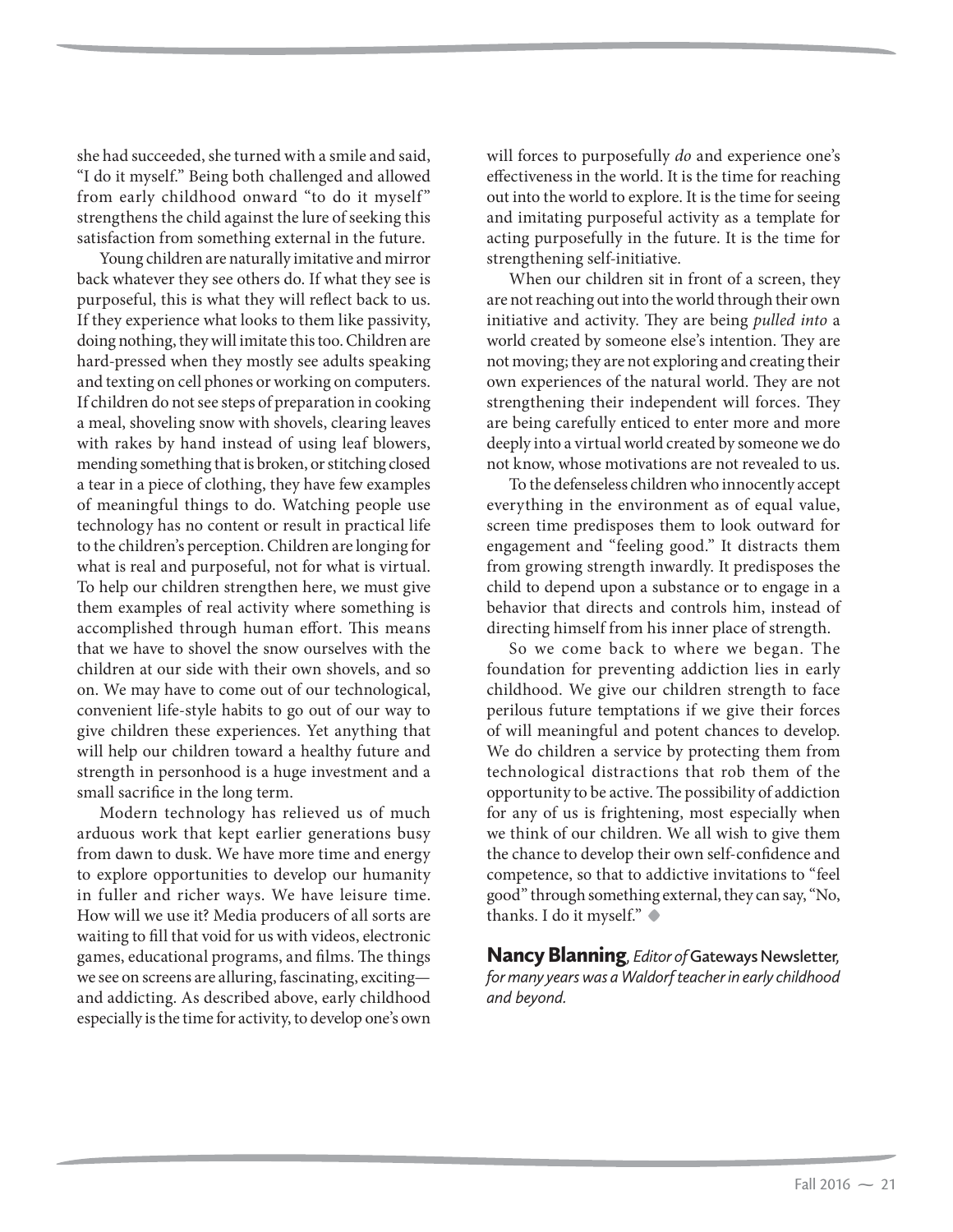she had succeeded, she turned with a smile and said, "I do it myself." Being both challenged and allowed from early childhood onward "to do it myself" strengthens the child against the lure of seeking this satisfaction from something external in the future.

Young children are naturally imitative and mirror back whatever they see others do. If what they see is purposeful, this is what they will reflect back to us. If they experience what looks to them like passivity, doing nothing, they will imitate this too. Children are hard-pressed when they mostly see adults speaking and texting on cell phones or working on computers. If children do not see steps of preparation in cooking a meal, shoveling snow with shovels, clearing leaves with rakes by hand instead of using leaf blowers, mending something that is broken, or stitching closed a tear in a piece of clothing, they have few examples of meaningful things to do. Watching people use technology has no content or result in practical life to the children's perception. Children are longing for what is real and purposeful, not for what is virtual. To help our children strengthen here, we must give them examples of real activity where something is accomplished through human effort. This means that we have to shovel the snow ourselves with the children at our side with their own shovels, and so on. We may have to come out of our technological, convenient life-style habits to go out of our way to give children these experiences. Yet anything that will help our children toward a healthy future and strength in personhood is a huge investment and a small sacrifice in the long term.

Modern technology has relieved us of much arduous work that kept earlier generations busy from dawn to dusk. We have more time and energy to explore opportunities to develop our humanity in fuller and richer ways. We have leisure time. How will we use it? Media producers of all sorts are waiting to fill that void for us with videos, electronic games, educational programs, and films. The things we see on screens are alluring, fascinating, exciting—and addicting. As described above, early childhood especially is the time for activity, to develop one's own will forces to purposefully *do* and experience one's effectiveness in the world. It is the time for reaching out into the world to explore. It is the time for seeing and imitating purposeful activity as a template for acting purposefully in the future. It is the time for strengthening self-initiative.

When our children sit in front of a screen, they are not reaching out into the world through their own initiative and activity. They are being *pulled into* a world created by someone else's intention. They are not moving; they are not exploring and creating their own experiences of the natural world. They are not strengthening their independent will forces. They are being carefully enticed to enter more and more deeply into a virtual world created by someone we do not know, whose motivations are not revealed to us.

To the defenseless children who innocently accept everything in the environment as of equal value, screen time predisposes them to look outward for engagement and "feeling good." It distracts them from growing strength inwardly. It predisposes the child to depend upon a substance or to engage in a behavior that directs and controls him, instead of directing himself from his inner place of strength.

So we come back to where we began. The foundation for preventing addiction lies in early childhood. We give our children strength to face perilous future temptations if we give their forces of will meaningful and potent chances to develop. We do children a service by protecting them from technological distractions that rob them of the opportunity to be active. The possibility of addiction for any of us is frightening, most especially when we think of our children. We all wish to give them the chance to develop their own self-confidence and competence, so that to addictive invitations to "feel good" through something external, they can say, "No, thanks. I do it myself." ◆

**Nancy Blanning**, *Editor of* Gateways Newsletter, *for many years was a Waldorf teacher in early childhood and beyond.*